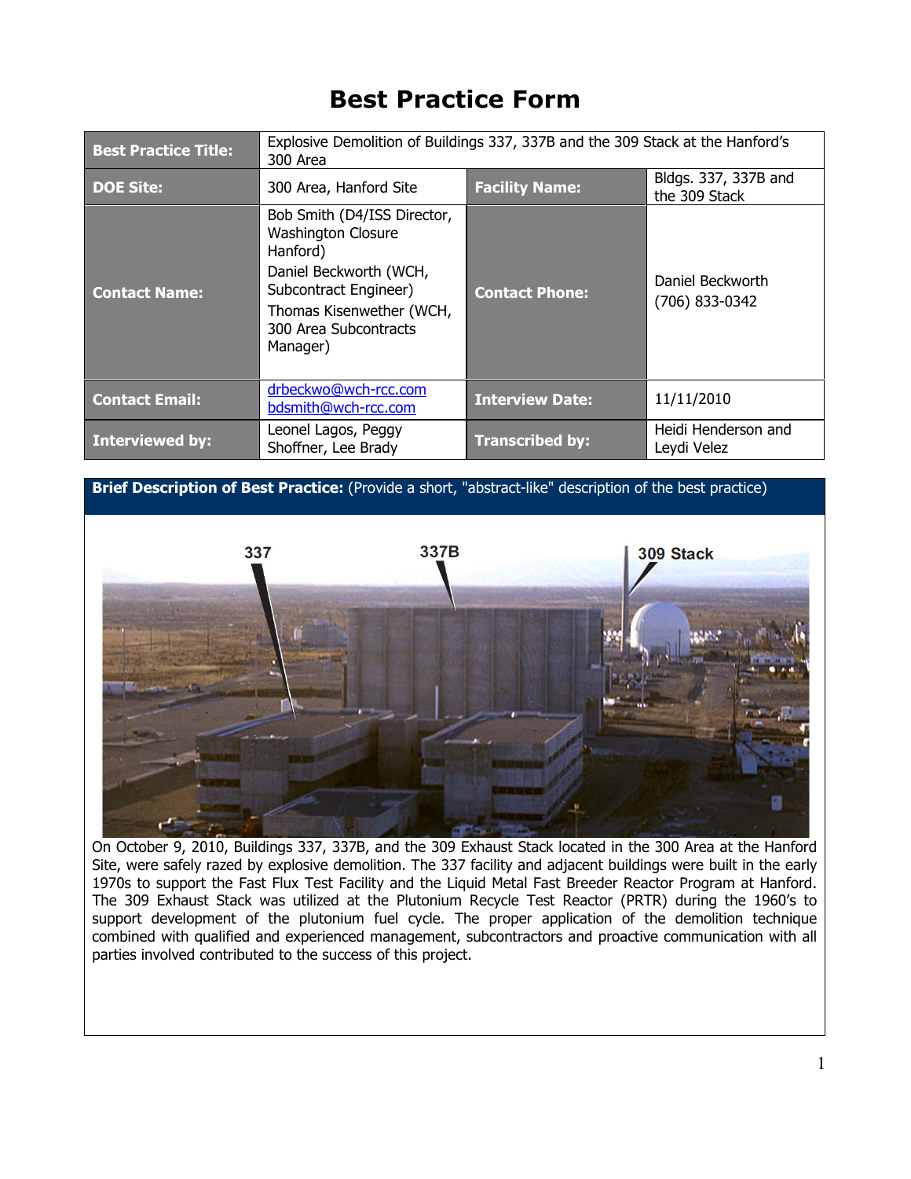# Best Practice Form

| Best Practice Title: | Explosive Demolition of Buildings 337, 337B and the 309 Stack at the Hanford's 300 Area | | |
|---|---|---|---|
| **DOE Site:** | 300 Area, Hanford Site | **Facility Name:** | Bldgs. 337, 337B and the 309 Stack |
| **Contact Name:** | Bob Smith (D4/ISS Director, Washington Closure Hanford)<br>Daniel Beckworth (WCH, Subcontract Engineer)<br>Thomas Kisenwether (WCH, 300 Area Subcontracts Manager) | **Contact Phone:** | Daniel Beckworth (706) 833-0342 |
| **Contact Email:** | drbeckwo@wch-rcc.com<br>bdsmith@wch-rcc.com | **Interview Date:** | 11/11/2010 |
| **Interviewed by:** | Leonel Lagos, Peggy Shoffner, Lee Brady | **Transcribed by:** | Heidi Henderson and Leydi Velez |

**Brief Description of Best Practice:** (Provide a short, "abstract-like" description of the best practice)

On October 9, 2010, Buildings 337, 337B, and the 309 Exhaust Stack located in the 300 Area at the Hanford Site, were safely razed by explosive demolition. The 337 facility and adjacent buildings were built in the early 1970s to support the Fast Flux Test Facility and the Liquid Metal Fast Breeder Reactor Program at Hanford. The 309 Exhaust Stack was utilized at the Plutonium Recycle Test Reactor (PRTR) during the 1960's to support development of the plutonium fuel cycle. The proper application of the demolition technique combined with qualified and experienced management, subcontractors and proactive communication with all parties involved contributed to the success of this project.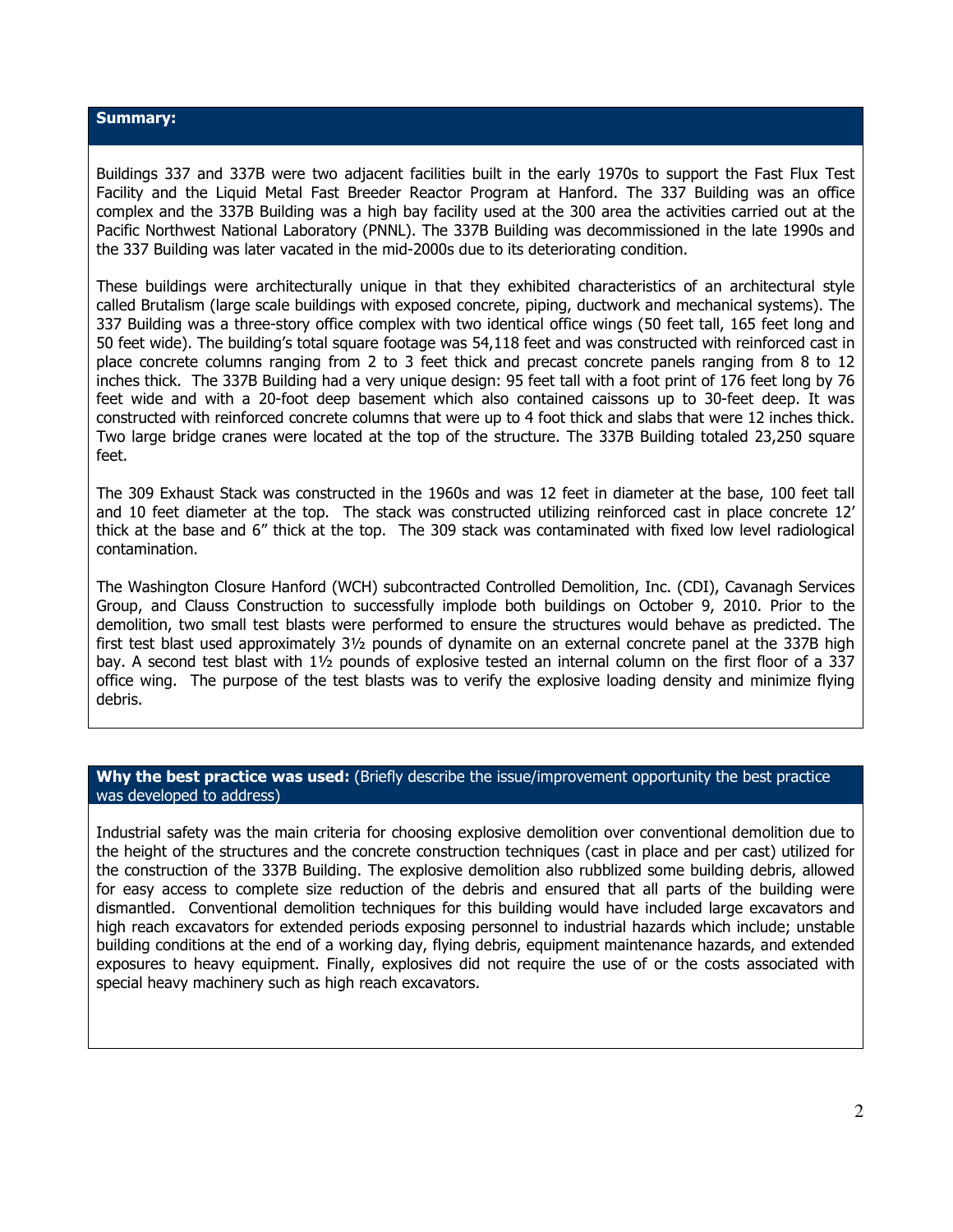## Summary:

Buildings 337 and 337B were two adjacent facilities built in the early 1970s to support the Fast Flux Test Facility and the Liquid Metal Fast Breeder Reactor Program at Hanford. The 337 Building was an office complex and the 337B Building was a high bay facility used at the 300 area the activities carried out at the Pacific Northwest National Laboratory (PNNL). The 337B Building was decommissioned in the late 1990s and the 337 Building was later vacated in the mid-2000s due to its deteriorating condition.

These buildings were architecturally unique in that they exhibited characteristics of an architectural style called Brutalism (large scale buildings with exposed concrete, piping, ductwork and mechanical systems). The 337 Building was a three-story office complex with two identical office wings (50 feet tall, 165 feet long and 50 feet wide). The building's total square footage was 54,118 feet and was constructed with reinforced cast in place concrete columns ranging from 2 to 3 feet thick and precast concrete panels ranging from 8 to 12 inches thick. The 337B Building had a very unique design: 95 feet tall with a foot print of 176 feet long by 76 feet wide and with a 20-foot deep basement which also contained caissons up to 30-feet deep. It was constructed with reinforced concrete columns that were up to 4 foot thick and slabs that were 12 inches thick. Two large bridge cranes were located at the top of the structure. The 337B Building totaled 23,250 square feet.

The 309 Exhaust Stack was constructed in the 1960s and was 12 feet in diameter at the base, 100 feet tall and 10 feet diameter at the top. The stack was constructed utilizing reinforced cast in place concrete 12' thick at the base and 6" thick at the top. The 309 stack was contaminated with fixed low level radiological contamination.

The Washington Closure Hanford (WCH) subcontracted Controlled Demolition, Inc. (CDI), Cavanagh Services Group, and Clauss Construction to successfully implode both buildings on October 9, 2010. Prior to the demolition, two small test blasts were performed to ensure the structures would behave as predicted. The first test blast used approximately 3½ pounds of dynamite on an external concrete panel at the 337B high bay. A second test blast with 1½ pounds of explosive tested an internal column on the first floor of a 337 office wing. The purpose of the test blasts was to verify the explosive loading density and minimize flying debris.

## Why the best practice was used: (Briefly describe the issue/improvement opportunity the best practice was developed to address)

Industrial safety was the main criteria for choosing explosive demolition over conventional demolition due to the height of the structures and the concrete construction techniques (cast in place and per cast) utilized for the construction of the 337B Building. The explosive demolition also rubblized some building debris, allowed for easy access to complete size reduction of the debris and ensured that all parts of the building were dismantled. Conventional demolition techniques for this building would have included large excavators and high reach excavators for extended periods exposing personnel to industrial hazards which include; unstable building conditions at the end of a working day, flying debris, equipment maintenance hazards, and extended exposures to heavy equipment. Finally, explosives did not require the use of or the costs associated with special heavy machinery such as high reach excavators.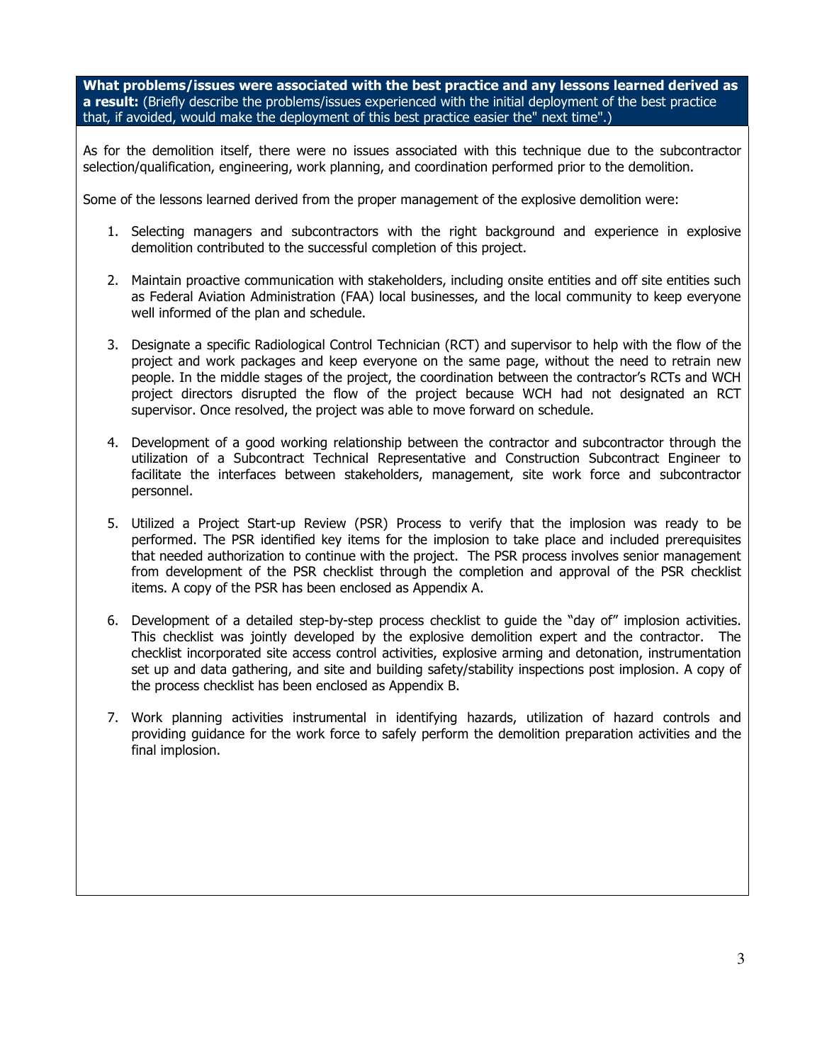**What problems/issues were associated with the best practice and any lessons learned derived as a result:** (Briefly describe the problems/issues experienced with the initial deployment of the best practice that, if avoided, would make the deployment of this best practice easier the" next time".)

As for the demolition itself, there were no issues associated with this technique due to the subcontractor selection/qualification, engineering, work planning, and coordination performed prior to the demolition.

Some of the lessons learned derived from the proper management of the explosive demolition were:

1. Selecting managers and subcontractors with the right background and experience in explosive demolition contributed to the successful completion of this project.

2. Maintain proactive communication with stakeholders, including onsite entities and off site entities such as Federal Aviation Administration (FAA) local businesses, and the local community to keep everyone well informed of the plan and schedule.

3. Designate a specific Radiological Control Technician (RCT) and supervisor to help with the flow of the project and work packages and keep everyone on the same page, without the need to retrain new people. In the middle stages of the project, the coordination between the contractor's RCTs and WCH project directors disrupted the flow of the project because WCH had not designated an RCT supervisor. Once resolved, the project was able to move forward on schedule.

4. Development of a good working relationship between the contractor and subcontractor through the utilization of a Subcontract Technical Representative and Construction Subcontract Engineer to facilitate the interfaces between stakeholders, management, site work force and subcontractor personnel.

5. Utilized a Project Start-up Review (PSR) Process to verify that the implosion was ready to be performed. The PSR identified key items for the implosion to take place and included prerequisites that needed authorization to continue with the project. The PSR process involves senior management from development of the PSR checklist through the completion and approval of the PSR checklist items. A copy of the PSR has been enclosed as Appendix A.

6. Development of a detailed step-by-step process checklist to guide the "day of" implosion activities. This checklist was jointly developed by the explosive demolition expert and the contractor. The checklist incorporated site access control activities, explosive arming and detonation, instrumentation set up and data gathering, and site and building safety/stability inspections post implosion. A copy of the process checklist has been enclosed as Appendix B.

7. Work planning activities instrumental in identifying hazards, utilization of hazard controls and providing guidance for the work force to safely perform the demolition preparation activities and the final implosion.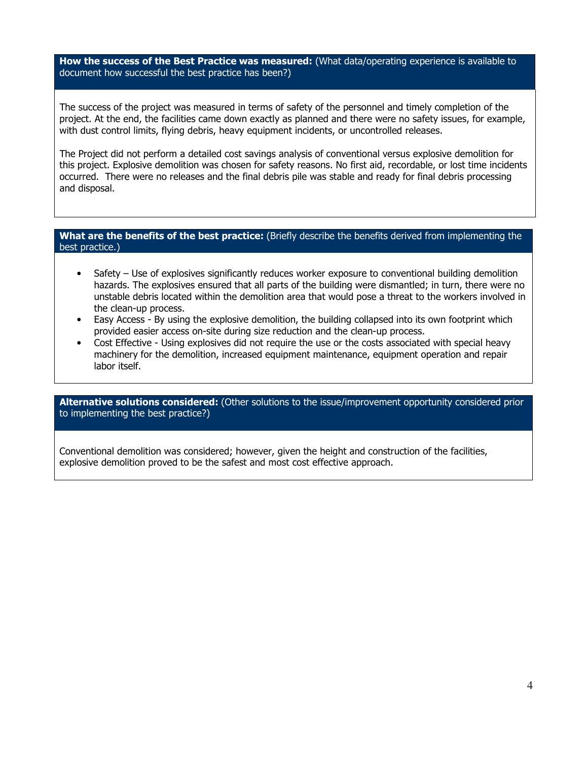**How the success of the Best Practice was measured:** (What data/operating experience is available to document how successful the best practice has been?)

The success of the project was measured in terms of safety of the personnel and timely completion of the project. At the end, the facilities came down exactly as planned and there were no safety issues, for example, with dust control limits, flying debris, heavy equipment incidents, or uncontrolled releases.

The Project did not perform a detailed cost savings analysis of conventional versus explosive demolition for this project. Explosive demolition was chosen for safety reasons. No first aid, recordable, or lost time incidents occurred. There were no releases and the final debris pile was stable and ready for final debris processing and disposal.

**What are the benefits of the best practice:** (Briefly describe the benefits derived from implementing the best practice.)

- Safety – Use of explosives significantly reduces worker exposure to conventional building demolition hazards. The explosives ensured that all parts of the building were dismantled; in turn, there were no unstable debris located within the demolition area that would pose a threat to the workers involved in the clean-up process.
- Easy Access - By using the explosive demolition, the building collapsed into its own footprint which provided easier access on-site during size reduction and the clean-up process.
- Cost Effective - Using explosives did not require the use or the costs associated with special heavy machinery for the demolition, increased equipment maintenance, equipment operation and repair labor itself.

**Alternative solutions considered:** (Other solutions to the issue/improvement opportunity considered prior to implementing the best practice?)

Conventional demolition was considered; however, given the height and construction of the facilities, explosive demolition proved to be the safest and most cost effective approach.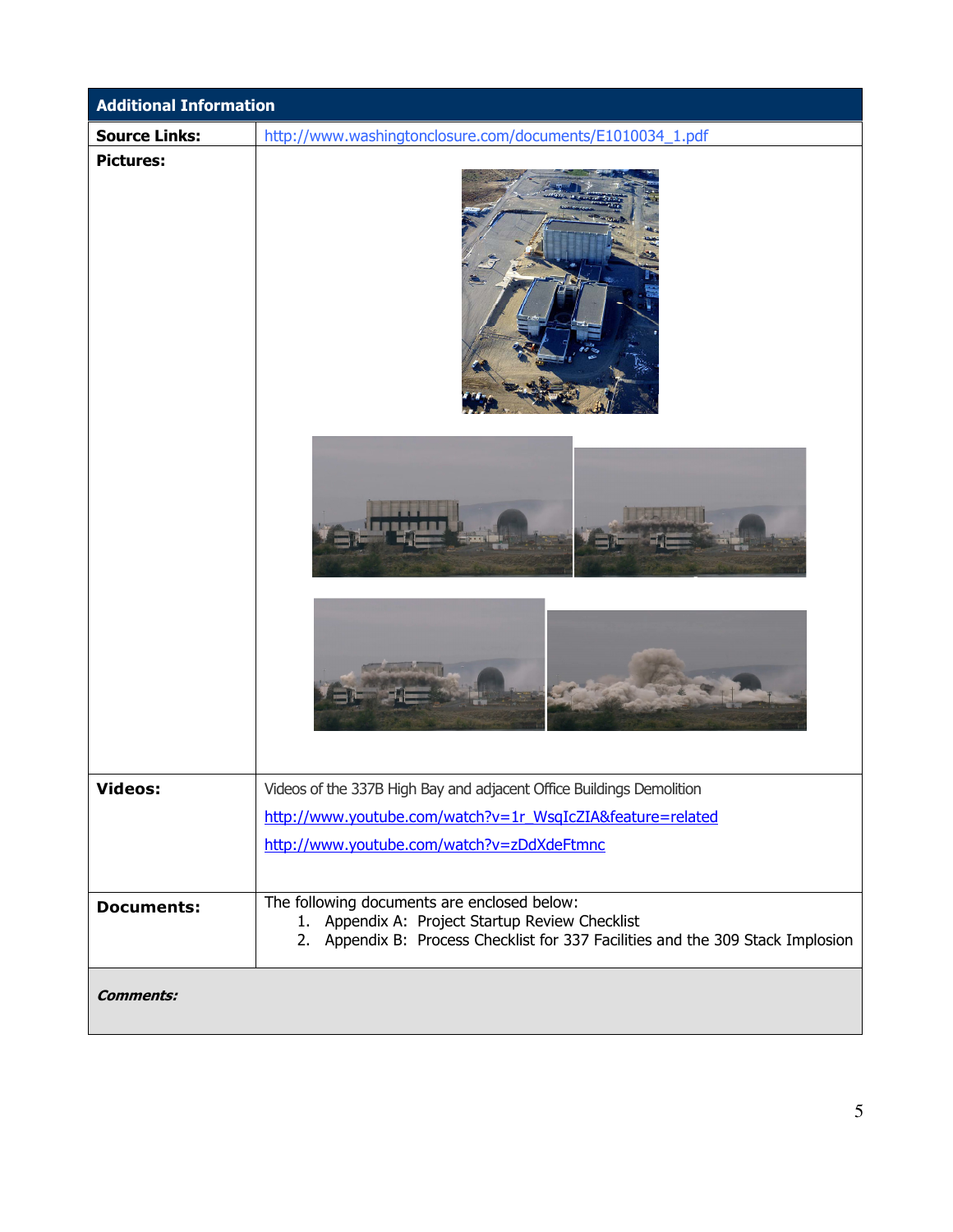| Additional Information | |
|---|---|
| **Source Links:** | http://www.washingtonclosure.com/documents/E1010034_1.pdf |
| **Pictures:** | |
| **Videos:** | Videos of the 337B High Bay and adjacent Office Buildings Demolition<br>http://www.youtube.com/watch?v=1r_WsqIcZIA&feature=related<br>http://www.youtube.com/watch?v=zDdXdeFtmnc |
| **Documents:** | The following documents are enclosed below:<br>1. Appendix A: Project Startup Review Checklist<br>2. Appendix B: Process Checklist for 337 Facilities and the 309 Stack Implosion |
| ***Comments:*** | |